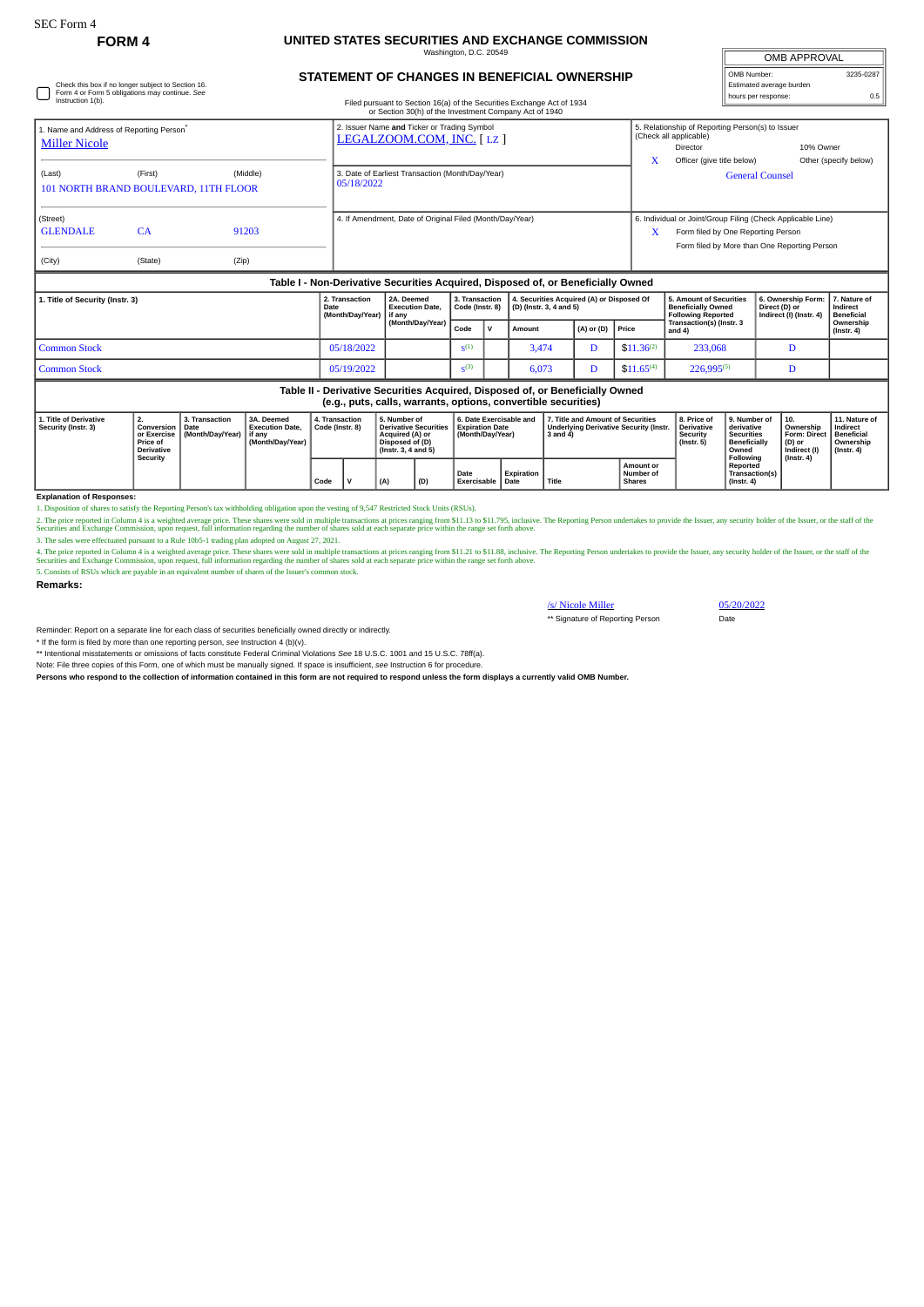SEC Form 4

**FORM 4**

# UNITED STATES SECURITIES AND EXCHANGE COMMISSION

Washington, D.C. 20549

## STATEMENT OF CHANGES IN BENEFICIAL OWNERSHIP

Filed pursuant to Section 16(a) of the Securities Exchange Act of 1934 or Section 30(h) of the Investment Company Act of 1940

| OMB APPROVAL | |
|---|---|
| OMB Number: | 3235-0287 |
| Estimated average burden | |
| hours per response: | 0.5 |

☐ Check this box if no longer subject to Section 16. Form 4 or Form 5 obligations may continue. *See* Instruction 1(b).

1. Name and Address of Reporting Person*
Miller Nicole

(Last) (First) (Middle)
101 NORTH BRAND BOULEVARD, 11TH FLOOR

(Street)
GLENDALE CA 91203

(City) (State) (Zip)

2. Issuer Name **and** Ticker or Trading Symbol
LEGALZOOM.COM, INC. [ LZ ]

3. Date of Earliest Transaction (Month/Day/Year)
05/18/2022

4. If Amendment, Date of Original Filed (Month/Day/Year)

5. Relationship of Reporting Person(s) to Issuer (Check all applicable)
Director
10% Owner
X Officer (give title below)
Other (specify below)
General Counsel

6. Individual or Joint/Group Filing (Check Applicable Line)
X Form filed by One Reporting Person
Form filed by More than One Reporting Person

### Table I - Non-Derivative Securities Acquired, Disposed of, or Beneficially Owned

| 1. Title of Security (Instr. 3) | 2. Transaction Date (Month/Day/Year) | 2A. Deemed Execution Date, if any (Month/Day/Year) | 3. Transaction Code (Instr. 8) | | 4. Securities Acquired (A) or Disposed Of (D) (Instr. 3, 4 and 5) | | | 5. Amount of Securities Beneficially Owned Following Reported Transaction(s) (Instr. 3 and 4) | 6. Ownership Form: Direct (D) or Indirect (I) (Instr. 4) | 7. Nature of Indirect Beneficial Ownership (Instr. 4) |
|---|---|---|---|---|---|---|---|---|---|---|
| | | | Code | V | Amount | (A) or (D) | Price | | | |
| Common Stock | 05/18/2022 | | S[(1)] | | 3,474 | D | $11.36[(2)] | 233,068 | D | |
| Common Stock | 05/19/2022 | | S[(3)] | | 6,073 | D | $11.65[(4)] | 226,995[(5)] | D | |

### Table II - Derivative Securities Acquired, Disposed of, or Beneficially Owned (e.g., puts, calls, warrants, options, convertible securities)

| 1. Title of Derivative Security (Instr. 3) | 2. Conversion or Exercise Price of Derivative Security | 3. Transaction Date (Month/Day/Year) | 3A. Deemed Execution Date, if any (Month/Day/Year) | 4. Transaction Code (Instr. 8) | | 5. Number of Derivative Securities Acquired (A) or Disposed of (D) (Instr. 3, 4 and 5) | | 6. Date Exercisable and Expiration Date (Month/Day/Year) | | 7. Title and Amount of Securities Underlying Derivative Security (Instr. 3 and 4) | | 8. Price of Derivative Security (Instr. 5) | 9. Number of derivative Securities Beneficially Owned Following Reported Transaction(s) (Instr. 4) | 10. Ownership Form: Direct (D) or Indirect (I) (Instr. 4) | 11. Nature of Indirect Beneficial Ownership (Instr. 4) |
|---|---|---|---|---|---|---|---|---|---|---|---|---|---|---|---|
| | | | | Code | V | (A) | (D) | Date Exercisable | Expiration Date | Title | Amount or Number of Shares | | | | |

**Explanation of Responses:**

1. Disposition of shares to satisfy the Reporting Person's tax withholding obligation upon the vesting of 9,547 Restricted Stock Units (RSUs).

2. The price reported in Column 4 is a weighted average price. These shares were sold in multiple transactions at prices ranging from $11.13 to $11.795, inclusive. The Reporting Person undertakes to provide the Issuer, any security holder of the Issuer, or the staff of the Securities and Exchange Commission, upon request, full information regarding the number of shares sold at each separate price within the range set forth above.

3. The sales were effectuated pursuant to a Rule 10b5-1 trading plan adopted on August 27, 2021.

4. The price reported in Column 4 is a weighted average price. These shares were sold in multiple transactions at prices ranging from $11.21 to $11.88, inclusive. The Reporting Person undertakes to provide the Issuer, any security holder of the Issuer, or the staff of the Securities and Exchange Commission, upon request, full information regarding the number of shares sold at each separate price within the range set forth above.

5. Consists of RSUs which are payable in an equivalent number of shares of the Issuer's common stock.

**Remarks:**

/s/ Nicole Miller 05/20/2022
** Signature of Reporting Person Date

Reminder: Report on a separate line for each class of securities beneficially owned directly or indirectly.

* If the form is filed by more than one reporting person, *see* Instruction 4 (b)(v).

** Intentional misstatements or omissions of facts constitute Federal Criminal Violations *See* 18 U.S.C. 1001 and 15 U.S.C. 78ff(a).

Note: File three copies of this Form, one of which must be manually signed. If space is insufficient, *see* Instruction 6 for procedure.

**Persons who respond to the collection of information contained in this form are not required to respond unless the form displays a currently valid OMB Number.**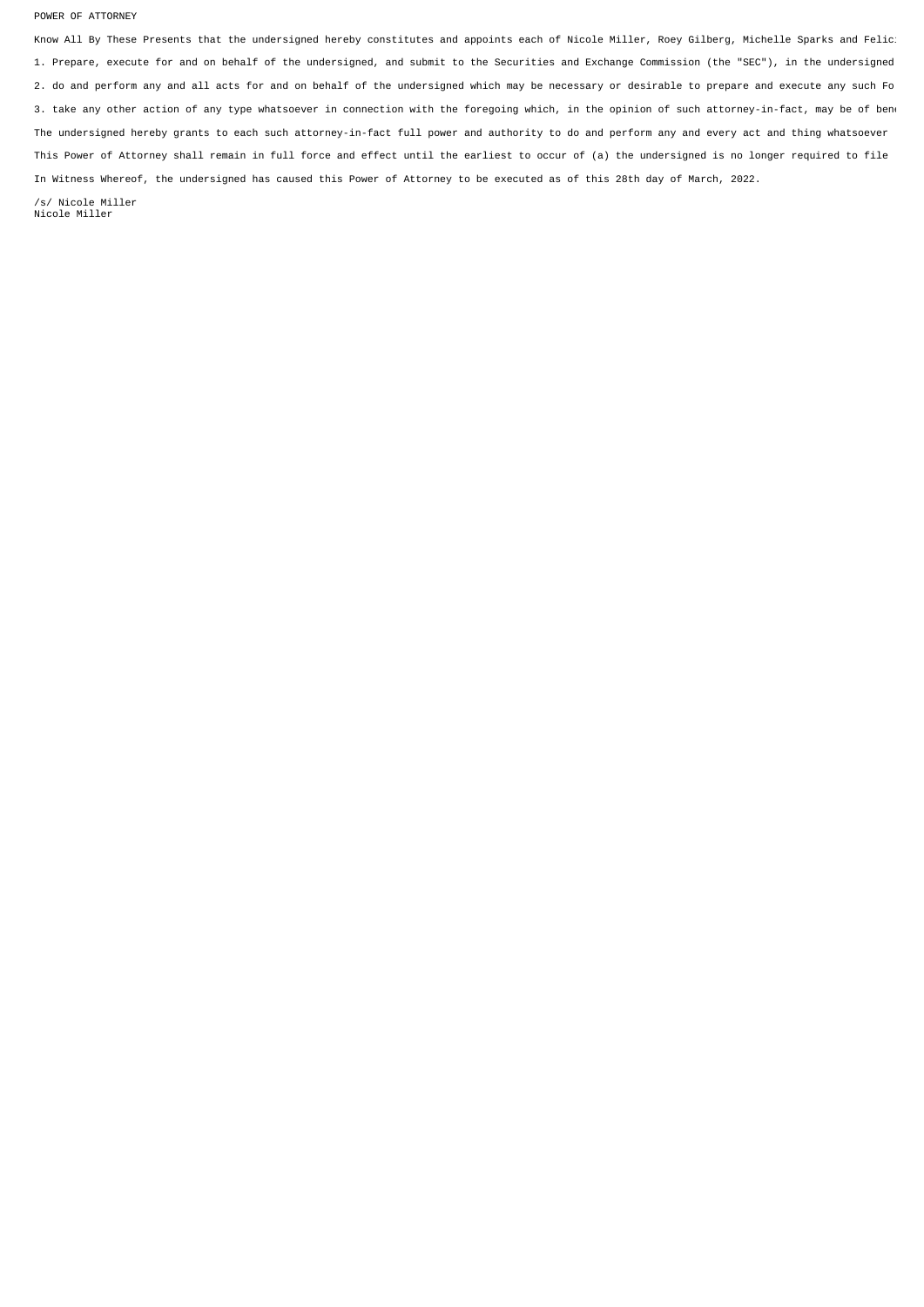POWER OF ATTORNEY

Know All By These Presents that the undersigned hereby constitutes and appoints each of Nicole Miller, Roey Gilberg, Michelle Sparks and Felici

1. Prepare, execute for and on behalf of the undersigned, and submit to the Securities and Exchange Commission (the "SEC"), in the undersigned

2. do and perform any and all acts for and on behalf of the undersigned which may be necessary or desirable to prepare and execute any such Fo

3. take any other action of any type whatsoever in connection with the foregoing which, in the opinion of such attorney-in-fact, may be of bene

The undersigned hereby grants to each such attorney-in-fact full power and authority to do and perform any and every act and thing whatsoever

This Power of Attorney shall remain in full force and effect until the earliest to occur of (a) the undersigned is no longer required to file

In Witness Whereof, the undersigned has caused this Power of Attorney to be executed as of this 28th day of March, 2022.

/s/ Nicole Miller
Nicole Miller